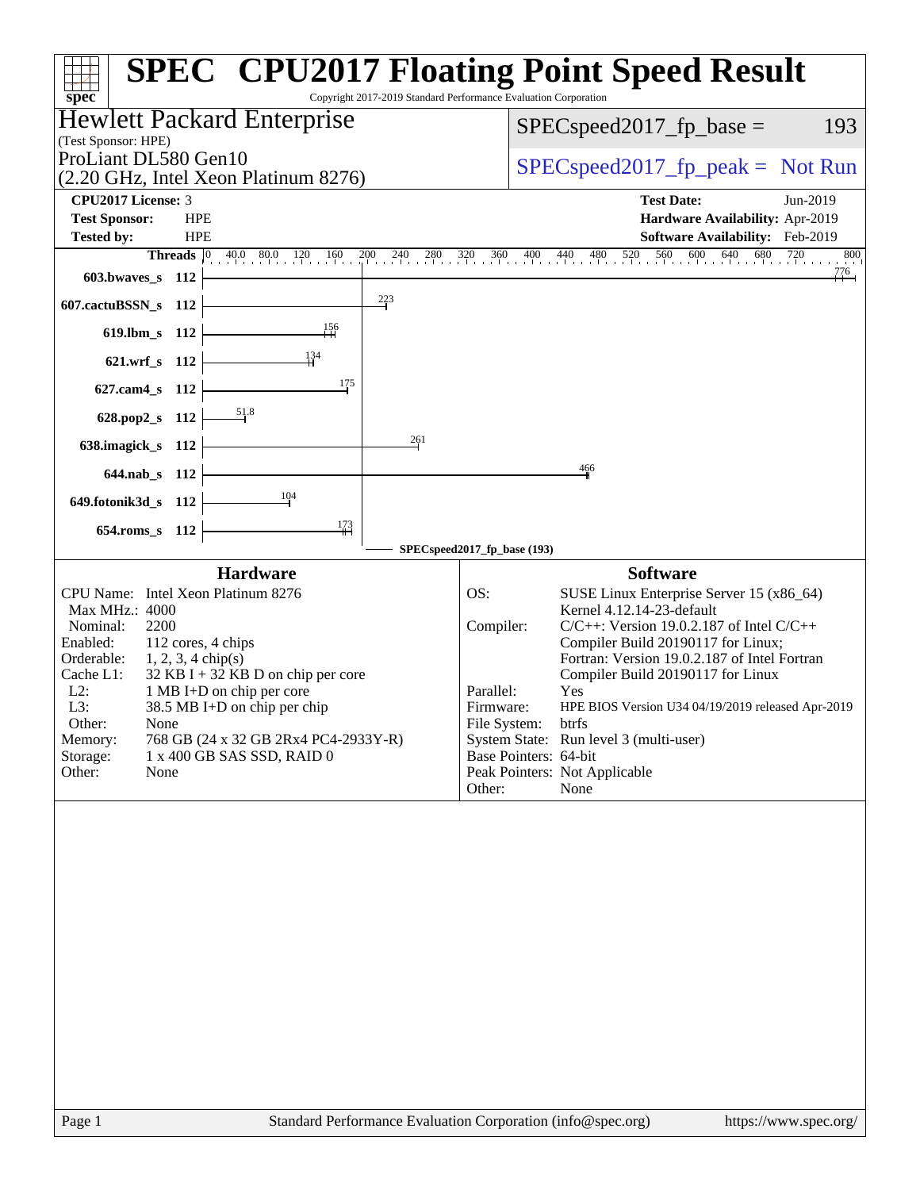# SPEC CPU2017 Floating Point Speed Result

Copyright 2017-2019 Standard Performance Evaluation Corporation

## Hewlett Packard Enterprise

(Test Sponsor: HPE)

ProLiant DL580 Gen10
(2.20 GHz, Intel Xeon Platinum 8276)

SPECspeed2017_fp_base = 193

SPECspeed2017_fp_peak = Not Run

| | | | |
|---|---|---|---|
| **CPU2017 License:** | 3 | **Test Date:** | Jun-2019 |
| **Test Sponsor:** | HPE | **Hardware Availability:** | Apr-2019 |
| **Tested by:** | HPE | **Software Availability:** | Feb-2019 |

| Benchmark | Threads | Base Ratio |
|---|---|---|
| 603.bwaves_s | 112 | 776 |
| 607.cactuBSSN_s | 112 | 223 |
| 619.lbm_s | 112 | 156 |
| 621.wrf_s | 112 | 134 |
| 627.cam4_s | 112 | 175 |
| 628.pop2_s | 112 | 51.8 |
| 638.imagick_s | 112 | 261 |
| 644.nab_s | 112 | 466 |
| 649.fotonik3d_s | 112 | 104 |
| 654.roms_s | 112 | 173 |

SPECspeed2017_fp_base (193)

### Hardware

| | |
|---|---|
| CPU Name: | Intel Xeon Platinum 8276 |
| Max MHz.: | 4000 |
| Nominal: | 2200 |
| Enabled: | 112 cores, 4 chips |
| Orderable: | 1, 2, 3, 4 chip(s) |
| Cache L1: | 32 KB I + 32 KB D on chip per core |
| L2: | 1 MB I+D on chip per core |
| L3: | 38.5 MB I+D on chip per chip |
| Other: | None |
| Memory: | 768 GB (24 x 32 GB 2Rx4 PC4-2933Y-R) |
| Storage: | 1 x 400 GB SAS SSD, RAID 0 |
| Other: | None |

### Software

| | |
|---|---|
| OS: | SUSE Linux Enterprise Server 15 (x86_64) Kernel 4.12.14-23-default |
| Compiler: | C/C++: Version 19.0.2.187 of Intel C/C++ Compiler Build 20190117 for Linux; Fortran: Version 19.0.2.187 of Intel Fortran Compiler Build 20190117 for Linux |
| Parallel: | Yes |
| Firmware: | HPE BIOS Version U34 04/19/2019 released Apr-2019 |
| File System: | btrfs |
| System State: | Run level 3 (multi-user) |
| Base Pointers: | 64-bit |
| Peak Pointers: | Not Applicable |
| Other: | None |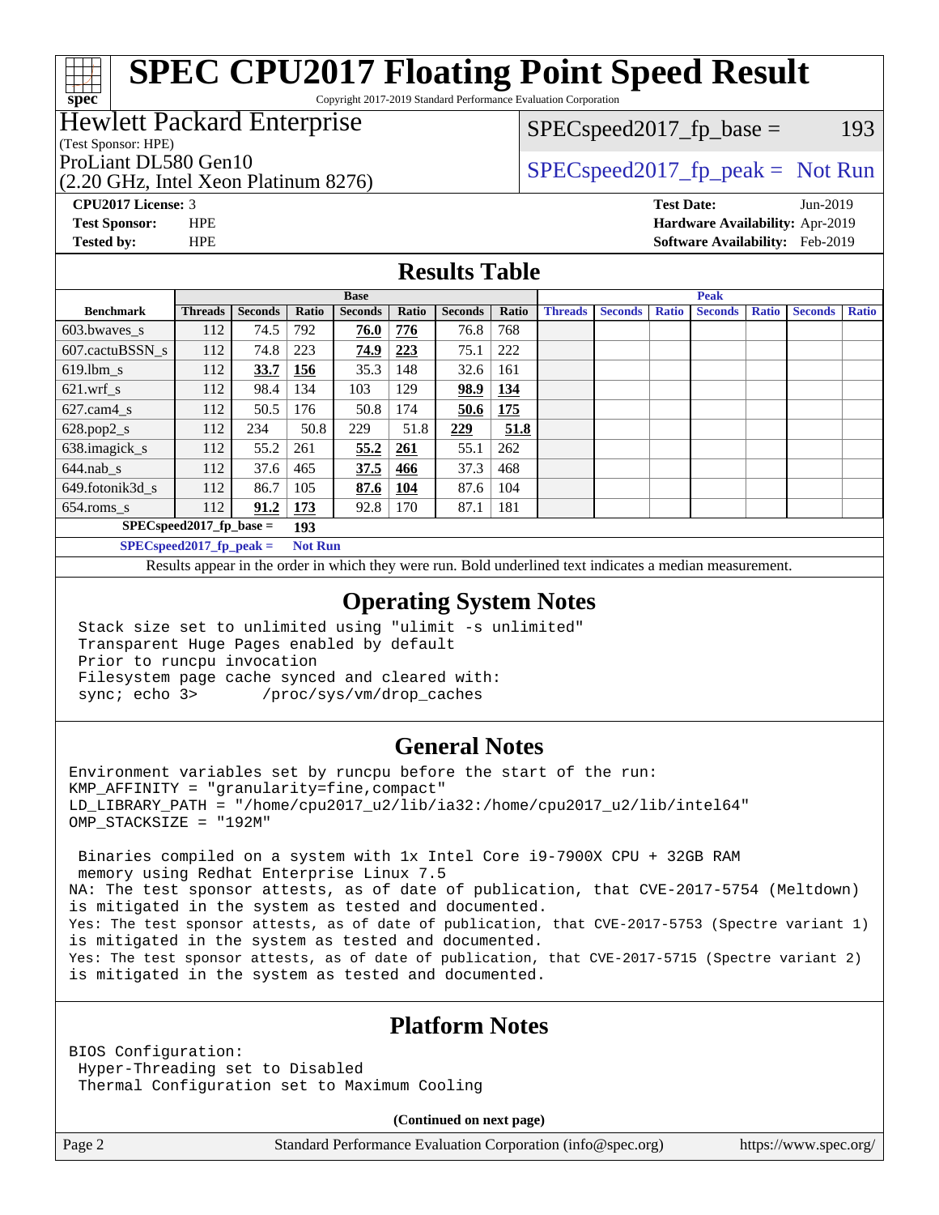# SPEC CPU2017 Floating Point Speed Result

Copyright 2017-2019 Standard Performance Evaluation Corporation

**Hewlett Packard Enterprise**
(Test Sponsor: HPE)

ProLiant DL580 Gen10
(2.20 GHz, Intel Xeon Platinum 8276)

SPECspeed2017_fp_base = 193

SPECspeed2017_fp_peak = Not Run

**CPU2017 License:** 3
**Test Sponsor:** HPE
**Tested by:** HPE

**Test Date:** Jun-2019
**Hardware Availability:** Apr-2019
**Software Availability:** Feb-2019

## Results Table

| | Base | | | | | | | Peak | | | | | | |
|---|---|---|---|---|---|---|---|---|---|---|---|---|---|---|
| **Benchmark** | **Threads** | **Seconds** | **Ratio** | **Seconds** | **Ratio** | **Seconds** | **Ratio** | **Threads** | **Seconds** | **Ratio** | **Seconds** | **Ratio** | **Seconds** | **Ratio** |
| 603.bwaves_s | 112 | 74.5 | 792 | **76.0** | **776** | 76.8 | 768 | | | | | | | |
| 607.cactuBSSN_s | 112 | 74.8 | 223 | **74.9** | **223** | 75.1 | 222 | | | | | | | |
| 619.lbm_s | 112 | **33.7** | **156** | 35.3 | 148 | 32.6 | 161 | | | | | | | |
| 621.wrf_s | 112 | 98.4 | 134 | 103 | 129 | **98.9** | **134** | | | | | | | |
| 627.cam4_s | 112 | 50.5 | 176 | 50.8 | 174 | **50.6** | **175** | | | | | | | |
| 628.pop2_s | 112 | 234 | 50.8 | 229 | 51.8 | **229** | **51.8** | | | | | | | |
| 638.imagick_s | 112 | 55.2 | 261 | **55.2** | **261** | 55.1 | 262 | | | | | | | |
| 644.nab_s | 112 | 37.6 | 465 | **37.5** | **466** | 37.3 | 468 | | | | | | | |
| 649.fotonik3d_s | 112 | 86.7 | 105 | **87.6** | **104** | 87.6 | 104 | | | | | | | |
| 654.roms_s | 112 | **91.2** | **173** | 92.8 | 170 | 87.1 | 181 | | | | | | | |

**SPECspeed2017_fp_base =** **193**

**SPECspeed2017_fp_peak =** **Not Run**

Results appear in the order in which they were run. Bold underlined text indicates a median measurement.

## Operating System Notes

```
Stack size set to unlimited using "ulimit -s unlimited"
Transparent Huge Pages enabled by default
Prior to runcpu invocation
Filesystem page cache synced and cleared with:
sync; echo 3>       /proc/sys/vm/drop_caches
```

## General Notes

```
Environment variables set by runcpu before the start of the run:
KMP_AFFINITY = "granularity=fine,compact"
LD_LIBRARY_PATH = "/home/cpu2017_u2/lib/ia32:/home/cpu2017_u2/lib/intel64"
OMP_STACKSIZE = "192M"

 Binaries compiled on a system with 1x Intel Core i9-7900X CPU + 32GB RAM
 memory using Redhat Enterprise Linux 7.5
NA: The test sponsor attests, as of date of publication, that CVE-2017-5754 (Meltdown)
is mitigated in the system as tested and documented.
Yes: The test sponsor attests, as of date of publication, that CVE-2017-5753 (Spectre variant 1)
is mitigated in the system as tested and documented.
Yes: The test sponsor attests, as of date of publication, that CVE-2017-5715 (Spectre variant 2)
is mitigated in the system as tested and documented.
```

## Platform Notes

```
BIOS Configuration:
 Hyper-Threading set to Disabled
 Thermal Configuration set to Maximum Cooling
```

**(Continued on next page)**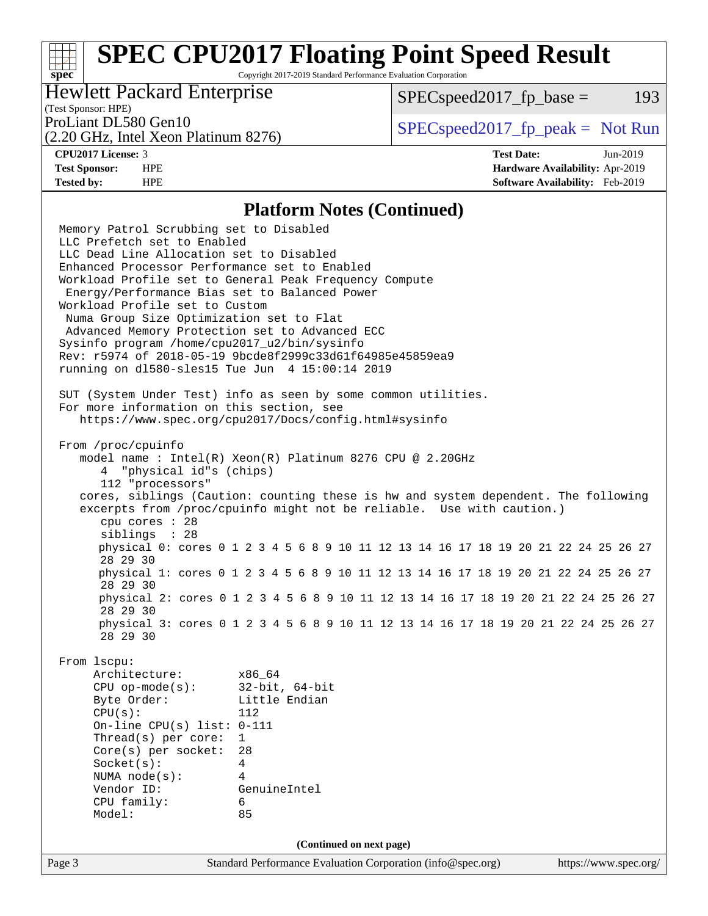## Platform Notes (Continued)

```
Memory Patrol Scrubbing set to Disabled
LLC Prefetch set to Enabled
LLC Dead Line Allocation set to Disabled
Enhanced Processor Performance set to Enabled
Workload Profile set to General Peak Frequency Compute
 Energy/Performance Bias set to Balanced Power
Workload Profile set to Custom
 Numa Group Size Optimization set to Flat
 Advanced Memory Protection set to Advanced ECC
Sysinfo program /home/cpu2017_u2/bin/sysinfo
Rev: r5974 of 2018-05-19 9bcde8f2999c33d61f64985e45859ea9
running on dl580-sles15 Tue Jun  4 15:00:14 2019

SUT (System Under Test) info as seen by some common utilities.
For more information on this section, see
   https://www.spec.org/cpu2017/Docs/config.html#sysinfo

From /proc/cpuinfo
   model name : Intel(R) Xeon(R) Platinum 8276 CPU @ 2.20GHz
      4  "physical id"s (chips)
      112 "processors"
   cores, siblings (Caution: counting these is hw and system dependent. The following
   excerpts from /proc/cpuinfo might not be reliable.  Use with caution.)
      cpu cores : 28
      siblings  : 28
      physical 0: cores 0 1 2 3 4 5 6 8 9 10 11 12 13 14 16 17 18 19 20 21 22 24 25 26 27
      28 29 30
      physical 1: cores 0 1 2 3 4 5 6 8 9 10 11 12 13 14 16 17 18 19 20 21 22 24 25 26 27
      28 29 30
      physical 2: cores 0 1 2 3 4 5 6 8 9 10 11 12 13 14 16 17 18 19 20 21 22 24 25 26 27
      28 29 30
      physical 3: cores 0 1 2 3 4 5 6 8 9 10 11 12 13 14 16 17 18 19 20 21 22 24 25 26 27
      28 29 30

From lscpu:
     Architecture:        x86_64
     CPU op-mode(s):      32-bit, 64-bit
     Byte Order:          Little Endian
     CPU(s):              112
     On-line CPU(s) list: 0-111
     Thread(s) per core:  1
     Core(s) per socket:  28
     Socket(s):           4
     NUMA node(s):        4
     Vendor ID:           GenuineIntel
     CPU family:          6
     Model:               85
```

(Continued on next page)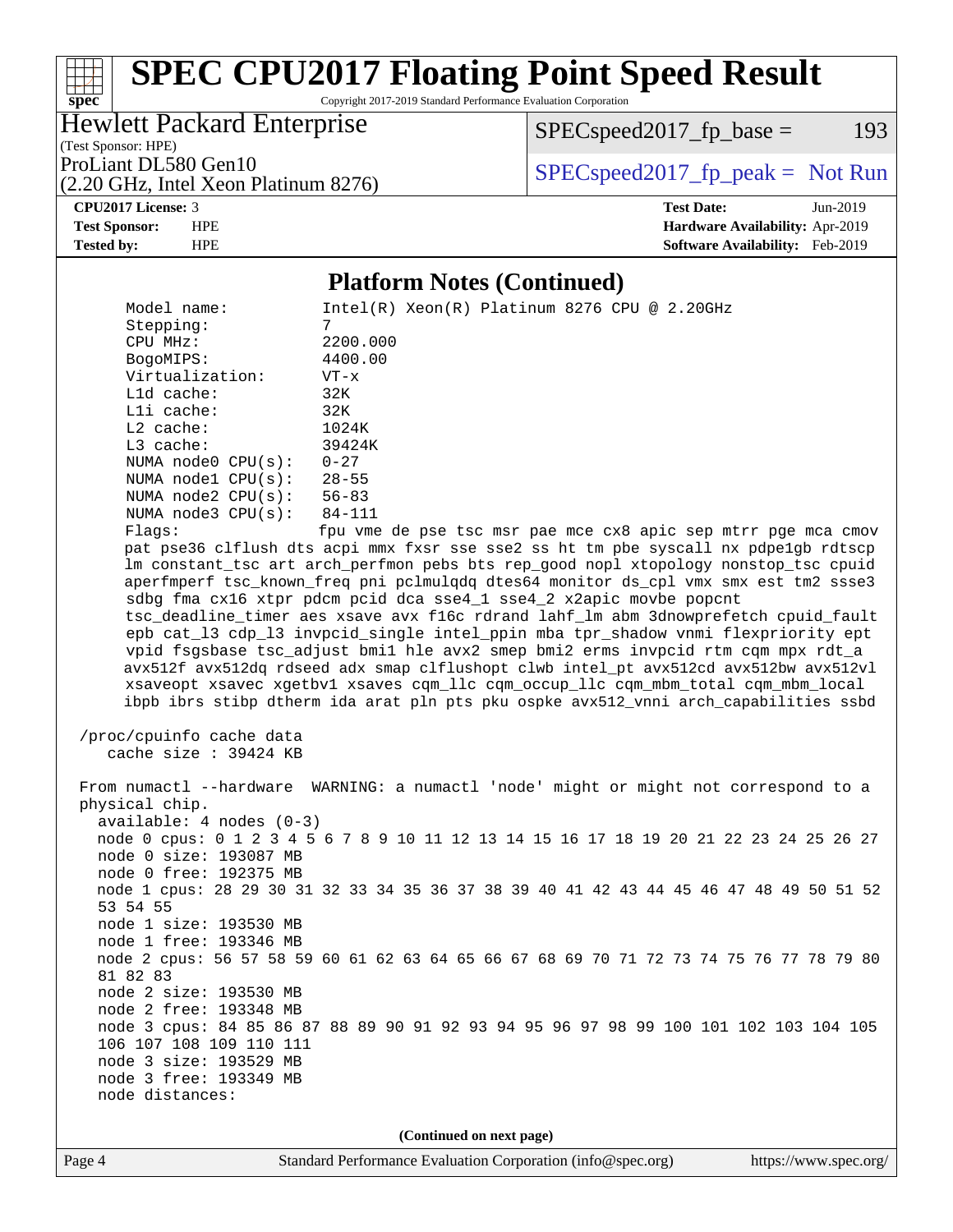## Platform Notes (Continued)

```
Model name:           Intel(R) Xeon(R) Platinum 8276 CPU @ 2.20GHz
Stepping:             7
CPU MHz:              2200.000
BogoMIPS:             4400.00
Virtualization:       VT-x
L1d cache:            32K
L1i cache:            32K
L2 cache:             1024K
L3 cache:             39424K
NUMA node0 CPU(s):    0-27
NUMA node1 CPU(s):    28-55
NUMA node2 CPU(s):    56-83
NUMA node3 CPU(s):    84-111
Flags:                fpu vme de pse tsc msr pae mce cx8 apic sep mtrr pge mca cmov
pat pse36 clflush dts acpi mmx fxsr sse sse2 ss ht tm pbe syscall nx pdpe1gb rdtscp
lm constant_tsc art arch_perfmon pebs bts rep_good nopl xtopology nonstop_tsc cpuid
aperfmperf tsc_known_freq pni pclmulqdq dtes64 monitor ds_cpl vmx smx est tm2 ssse3
sdbg fma cx16 xtpr pdcm pcid dca sse4_1 sse4_2 x2apic movbe popcnt
tsc_deadline_timer aes xsave avx f16c rdrand lahf_lm abm 3dnowprefetch cpuid_fault
epb cat_l3 cdp_l3 invpcid_single intel_ppin mba tpr_shadow vnmi flexpriority ept
vpid fsgsbase tsc_adjust bmi1 hle avx2 smep bmi2 erms invpcid rtm cqm mpx rdt_a
avx512f avx512dq rdseed adx smap clflushopt clwb intel_pt avx512cd avx512bw avx512vl
xsaveopt xsavec xgetbv1 xsaves cqm_llc cqm_occup_llc cqm_mbm_total cqm_mbm_local
ibpb ibrs stibp dtherm ida arat pln pts pku ospke avx512_vnni arch_capabilities ssbd

/proc/cpuinfo cache data
   cache size : 39424 KB

From numactl --hardware  WARNING: a numactl 'node' might or might not correspond to a
physical chip.
  available: 4 nodes (0-3)
  node 0 cpus: 0 1 2 3 4 5 6 7 8 9 10 11 12 13 14 15 16 17 18 19 20 21 22 23 24 25 26 27
  node 0 size: 193087 MB
  node 0 free: 192375 MB
  node 1 cpus: 28 29 30 31 32 33 34 35 36 37 38 39 40 41 42 43 44 45 46 47 48 49 50 51 52
  53 54 55
  node 1 size: 193530 MB
  node 1 free: 193346 MB
  node 2 cpus: 56 57 58 59 60 61 62 63 64 65 66 67 68 69 70 71 72 73 74 75 76 77 78 79 80
  81 82 83
  node 2 size: 193530 MB
  node 2 free: 193348 MB
  node 3 cpus: 84 85 86 87 88 89 90 91 92 93 94 95 96 97 98 99 100 101 102 103 104 105
  106 107 108 109 110 111
  node 3 size: 193529 MB
  node 3 free: 193349 MB
  node distances:
```

(Continued on next page)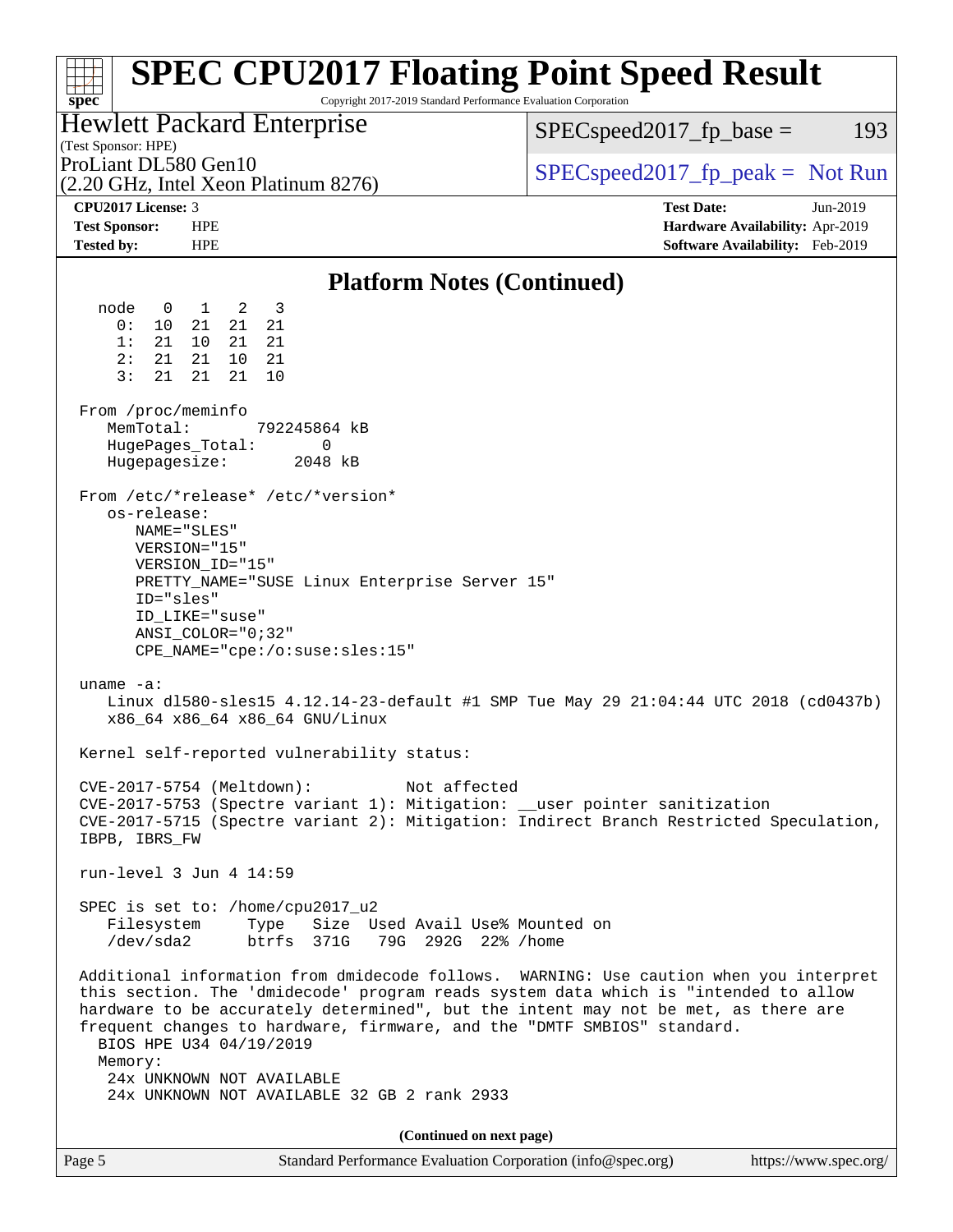# SPEC CPU2017 Floating Point Speed Result

Copyright 2017-2019 Standard Performance Evaluation Corporation

**Hewlett Packard Enterprise**
(Test Sponsor: HPE)
ProLiant DL580 Gen10
(2.20 GHz, Intel Xeon Platinum 8276)

SPECspeed2017_fp_base = 193
SPECspeed2017_fp_peak = Not Run

**CPU2017 License:** 3
**Test Sponsor:** HPE
**Tested by:** HPE

**Test Date:** Jun-2019
**Hardware Availability:** Apr-2019
**Software Availability:** Feb-2019

## Platform Notes (Continued)

```
  node   0   1   2   3
    0:  10  21  21  21
    1:  21  10  21  21
    2:  21  21  10  21
    3:  21  21  21  10

From /proc/meminfo
   MemTotal:       792245864 kB
   HugePages_Total:       0
   Hugepagesize:       2048 kB

From /etc/*release* /etc/*version*
   os-release:
      NAME="SLES"
      VERSION="15"
      VERSION_ID="15"
      PRETTY_NAME="SUSE Linux Enterprise Server 15"
      ID="sles"
      ID_LIKE="suse"
      ANSI_COLOR="0;32"
      CPE_NAME="cpe:/o:suse:sles:15"

uname -a:
   Linux dl580-sles15 4.12.14-23-default #1 SMP Tue May 29 21:04:44 UTC 2018 (cd0437b)
   x86_64 x86_64 x86_64 GNU/Linux

Kernel self-reported vulnerability status:

CVE-2017-5754 (Meltdown):          Not affected
CVE-2017-5753 (Spectre variant 1): Mitigation: __user pointer sanitization
CVE-2017-5715 (Spectre variant 2): Mitigation: Indirect Branch Restricted Speculation,
IBPB, IBRS_FW

run-level 3 Jun 4 14:59

SPEC is set to: /home/cpu2017_u2
   Filesystem     Type   Size  Used Avail Use% Mounted on
   /dev/sda2      btrfs  371G   79G  292G  22% /home

Additional information from dmidecode follows.  WARNING: Use caution when you interpret
this section. The 'dmidecode' program reads system data which is "intended to allow
hardware to be accurately determined", but the intent may not be met, as there are
frequent changes to hardware, firmware, and the "DMTF SMBIOS" standard.
  BIOS HPE U34 04/19/2019
  Memory:
   24x UNKNOWN NOT AVAILABLE
   24x UNKNOWN NOT AVAILABLE 32 GB 2 rank 2933
```

(Continued on next page)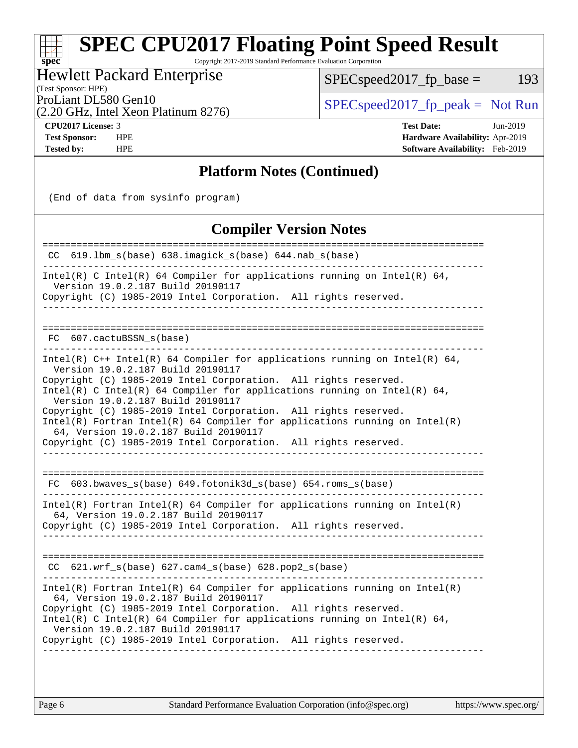# SPEC CPU2017 Floating Point Speed Result

Copyright 2017-2019 Standard Performance Evaluation Corporation

**Hewlett Packard Enterprise**
(Test Sponsor: HPE)

ProLiant DL580 Gen10
(2.20 GHz, Intel Xeon Platinum 8276)

SPECspeed2017_fp_base = 193

SPECspeed2017_fp_peak = Not Run

**CPU2017 License:** 3
**Test Sponsor:** HPE
**Tested by:** HPE

**Test Date:** Jun-2019
**Hardware Availability:** Apr-2019
**Software Availability:** Feb-2019

## Platform Notes (Continued)

```
(End of data from sysinfo program)
```

## Compiler Version Notes

```
==============================================================================
 CC  619.lbm_s(base) 638.imagick_s(base) 644.nab_s(base)
------------------------------------------------------------------------------
Intel(R) C Intel(R) 64 Compiler for applications running on Intel(R) 64,
  Version 19.0.2.187 Build 20190117
Copyright (C) 1985-2019 Intel Corporation.  All rights reserved.
------------------------------------------------------------------------------

==============================================================================
 FC  607.cactuBSSN_s(base)
------------------------------------------------------------------------------
Intel(R) C++ Intel(R) 64 Compiler for applications running on Intel(R) 64,
  Version 19.0.2.187 Build 20190117
Copyright (C) 1985-2019 Intel Corporation.  All rights reserved.
Intel(R) C Intel(R) 64 Compiler for applications running on Intel(R) 64,
  Version 19.0.2.187 Build 20190117
Copyright (C) 1985-2019 Intel Corporation.  All rights reserved.
Intel(R) Fortran Intel(R) 64 Compiler for applications running on Intel(R)
  64, Version 19.0.2.187 Build 20190117
Copyright (C) 1985-2019 Intel Corporation.  All rights reserved.
------------------------------------------------------------------------------

==============================================================================
 FC  603.bwaves_s(base) 649.fotonik3d_s(base) 654.roms_s(base)
------------------------------------------------------------------------------
Intel(R) Fortran Intel(R) 64 Compiler for applications running on Intel(R)
  64, Version 19.0.2.187 Build 20190117
Copyright (C) 1985-2019 Intel Corporation.  All rights reserved.
------------------------------------------------------------------------------

==============================================================================
 CC  621.wrf_s(base) 627.cam4_s(base) 628.pop2_s(base)
------------------------------------------------------------------------------
Intel(R) Fortran Intel(R) 64 Compiler for applications running on Intel(R)
  64, Version 19.0.2.187 Build 20190117
Copyright (C) 1985-2019 Intel Corporation.  All rights reserved.
Intel(R) C Intel(R) 64 Compiler for applications running on Intel(R) 64,
  Version 19.0.2.187 Build 20190117
Copyright (C) 1985-2019 Intel Corporation.  All rights reserved.
------------------------------------------------------------------------------
```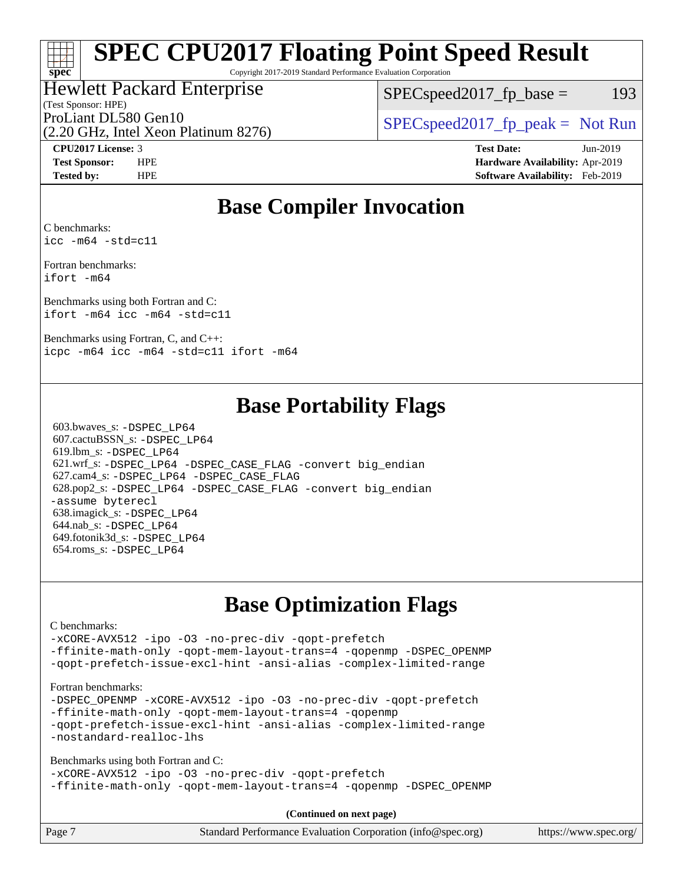# SPEC CPU2017 Floating Point Speed Result

Copyright 2017-2019 Standard Performance Evaluation Corporation

**Hewlett Packard Enterprise**
(Test Sponsor: HPE)
ProLiant DL580 Gen10
(2.20 GHz, Intel Xeon Platinum 8276)

SPECspeed2017_fp_base = 193

SPECspeed2017_fp_peak = Not Run

**CPU2017 License:** 3
**Test Sponsor:** HPE
**Tested by:** HPE

**Test Date:** Jun-2019
**Hardware Availability:** Apr-2019
**Software Availability:** Feb-2019

## Base Compiler Invocation

C benchmarks:
```
icc -m64 -std=c11
```

Fortran benchmarks:
```
ifort -m64
```

Benchmarks using both Fortran and C:
```
ifort -m64 icc -m64 -std=c11
```

Benchmarks using Fortran, C, and C++:
```
icpc -m64 icc -m64 -std=c11 ifort -m64
```

## Base Portability Flags

603.bwaves_s: `-DSPEC_LP64`
607.cactuBSSN_s: `-DSPEC_LP64`
619.lbm_s: `-DSPEC_LP64`
621.wrf_s: `-DSPEC_LP64 -DSPEC_CASE_FLAG -convert big_endian`
627.cam4_s: `-DSPEC_LP64 -DSPEC_CASE_FLAG`
628.pop2_s: `-DSPEC_LP64 -DSPEC_CASE_FLAG -convert big_endian -assume byterecl`
638.imagick_s: `-DSPEC_LP64`
644.nab_s: `-DSPEC_LP64`
649.fotonik3d_s: `-DSPEC_LP64`
654.roms_s: `-DSPEC_LP64`

## Base Optimization Flags

C benchmarks:
```
-xCORE-AVX512 -ipo -O3 -no-prec-div -qopt-prefetch
-ffinite-math-only -qopt-mem-layout-trans=4 -qopenmp -DSPEC_OPENMP
-qopt-prefetch-issue-excl-hint -ansi-alias -complex-limited-range
```

Fortran benchmarks:
```
-DSPEC_OPENMP -xCORE-AVX512 -ipo -O3 -no-prec-div -qopt-prefetch
-ffinite-math-only -qopt-mem-layout-trans=4 -qopenmp
-qopt-prefetch-issue-excl-hint -ansi-alias -complex-limited-range
-nostandard-realloc-lhs
```

Benchmarks using both Fortran and C:
```
-xCORE-AVX512 -ipo -O3 -no-prec-div -qopt-prefetch
-ffinite-math-only -qopt-mem-layout-trans=4 -qopenmp -DSPEC_OPENMP
```

**(Continued on next page)**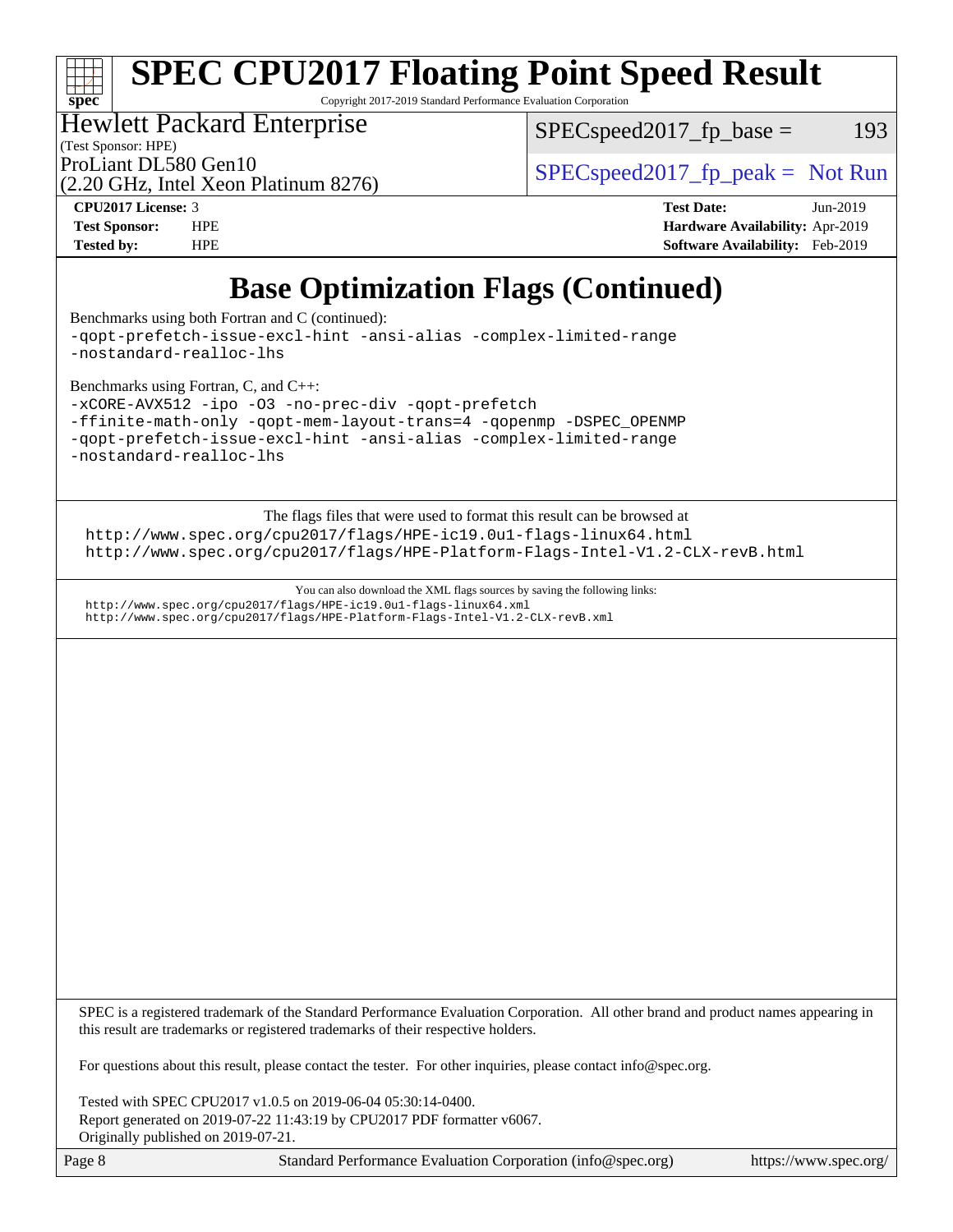# SPEC CPU2017 Floating Point Speed Result

Copyright 2017-2019 Standard Performance Evaluation Corporation

Hewlett Packard Enterprise
(Test Sponsor: HPE)
ProLiant DL580 Gen10
(2.20 GHz, Intel Xeon Platinum 8276)

SPECspeed2017_fp_base = 193

SPECspeed2017_fp_peak = Not Run

**CPU2017 License:** 3
**Test Sponsor:** HPE
**Tested by:** HPE

**Test Date:** Jun-2019
**Hardware Availability:** Apr-2019
**Software Availability:** Feb-2019

## Base Optimization Flags (Continued)

Benchmarks using both Fortran and C (continued):

```
-qopt-prefetch-issue-excl-hint -ansi-alias -complex-limited-range
-nostandard-realloc-lhs
```

Benchmarks using Fortran, C, and C++:

```
-xCORE-AVX512 -ipo -O3 -no-prec-div -qopt-prefetch
-ffinite-math-only -qopt-mem-layout-trans=4 -qopenmp -DSPEC_OPENMP
-qopt-prefetch-issue-excl-hint -ansi-alias -complex-limited-range
-nostandard-realloc-lhs
```

The flags files that were used to format this result can be browsed at
http://www.spec.org/cpu2017/flags/HPE-ic19.0u1-flags-linux64.html
http://www.spec.org/cpu2017/flags/HPE-Platform-Flags-Intel-V1.2-CLX-revB.html

You can also download the XML flags sources by saving the following links:
http://www.spec.org/cpu2017/flags/HPE-ic19.0u1-flags-linux64.xml
http://www.spec.org/cpu2017/flags/HPE-Platform-Flags-Intel-V1.2-CLX-revB.xml

SPEC is a registered trademark of the Standard Performance Evaluation Corporation. All other brand and product names appearing in this result are trademarks or registered trademarks of their respective holders.

For questions about this result, please contact the tester. For other inquiries, please contact info@spec.org.

Tested with SPEC CPU2017 v1.0.5 on 2019-06-04 05:30:14-0400.
Report generated on 2019-07-22 11:43:19 by CPU2017 PDF formatter v6067.
Originally published on 2019-07-21.